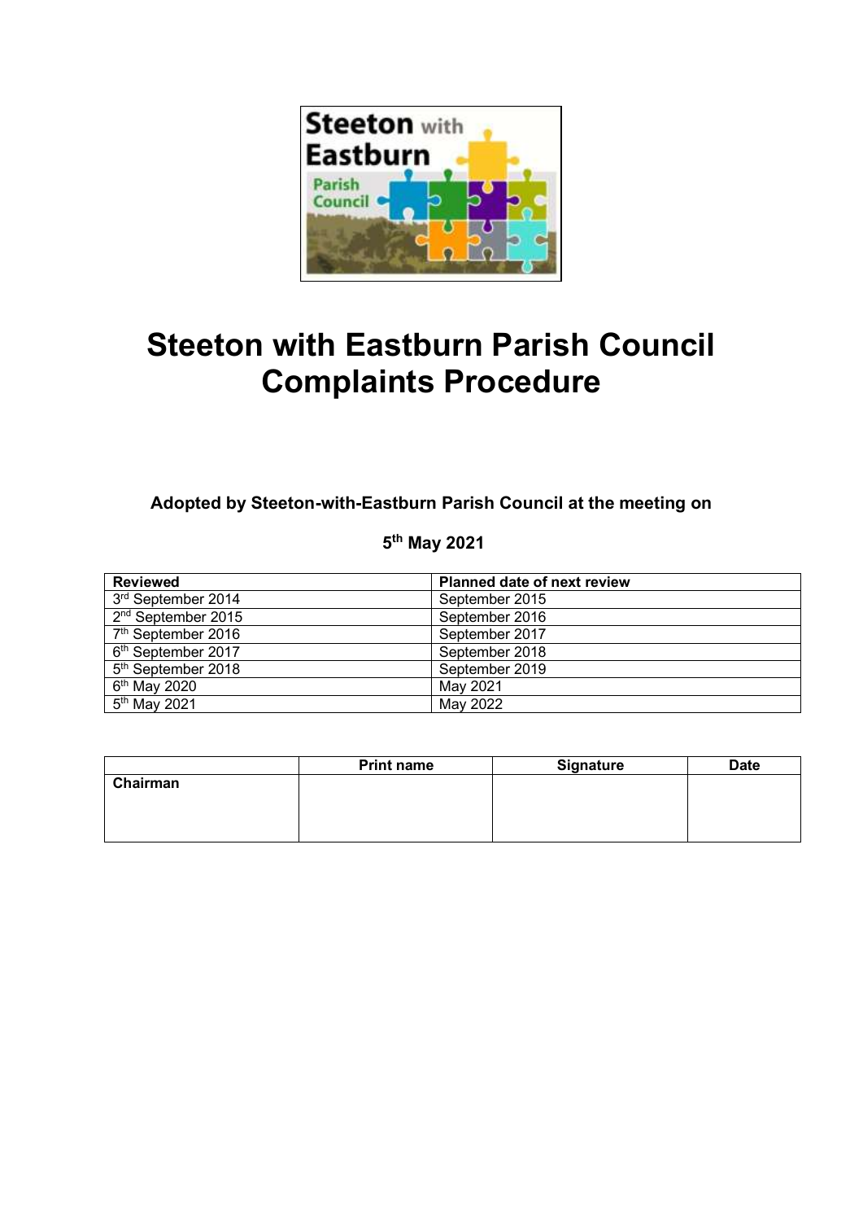# Steeton with Eastburn Parish Council Complaints Procedure

**Adopted by Steeton-with-Eastburn Parish Council at the meeting on**

**5th May 2021**

| Reviewed | Planned date of next review |
|---|---|
| 3rd September 2014 | September 2015 |
| 2nd September 2015 | September 2016 |
| 7th September 2016 | September 2017 |
| 6th September 2017 | September 2018 |
| 5th September 2018 | September 2019 |
| 6th May 2020 | May 2021 |
| 5th May 2021 | May 2022 |

| | Print name | Signature | Date |
|---|---|---|---|
| **Chairman** | | | |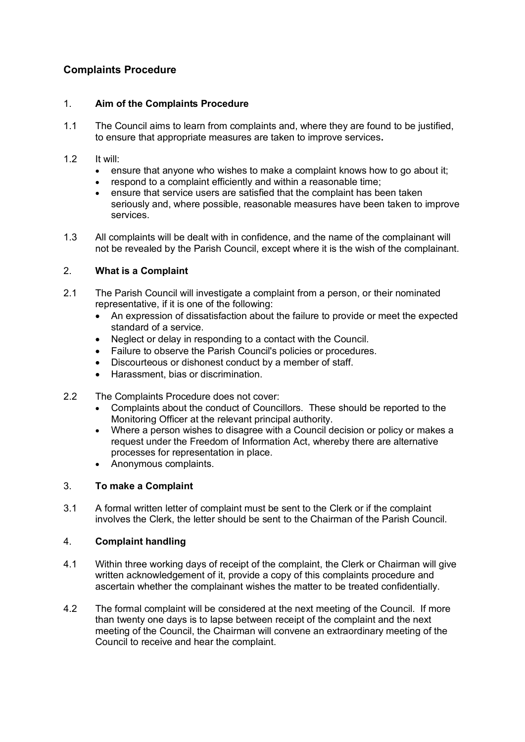## Complaints Procedure

### 1. Aim of the Complaints Procedure

1.1 The Council aims to learn from complaints and, where they are found to be justified, to ensure that appropriate measures are taken to improve services.

1.2 It will:

- ensure that anyone who wishes to make a complaint knows how to go about it;
- respond to a complaint efficiently and within a reasonable time;
- ensure that service users are satisfied that the complaint has been taken seriously and, where possible, reasonable measures have been taken to improve services.

1.3 All complaints will be dealt with in confidence, and the name of the complainant will not be revealed by the Parish Council, except where it is the wish of the complainant.

### 2. What is a Complaint

2.1 The Parish Council will investigate a complaint from a person, or their nominated representative, if it is one of the following:

- An expression of dissatisfaction about the failure to provide or meet the expected standard of a service.
- Neglect or delay in responding to a contact with the Council.
- Failure to observe the Parish Council's policies or procedures.
- Discourteous or dishonest conduct by a member of staff.
- Harassment, bias or discrimination.

2.2 The Complaints Procedure does not cover:

- Complaints about the conduct of Councillors. These should be reported to the Monitoring Officer at the relevant principal authority.
- Where a person wishes to disagree with a Council decision or policy or makes a request under the Freedom of Information Act, whereby there are alternative processes for representation in place.
- Anonymous complaints.

### 3. To make a Complaint

3.1 A formal written letter of complaint must be sent to the Clerk or if the complaint involves the Clerk, the letter should be sent to the Chairman of the Parish Council.

### 4. Complaint handling

4.1 Within three working days of receipt of the complaint, the Clerk or Chairman will give written acknowledgement of it, provide a copy of this complaints procedure and ascertain whether the complainant wishes the matter to be treated confidentially.

4.2 The formal complaint will be considered at the next meeting of the Council. If more than twenty one days is to lapse between receipt of the complaint and the next meeting of the Council, the Chairman will convene an extraordinary meeting of the Council to receive and hear the complaint.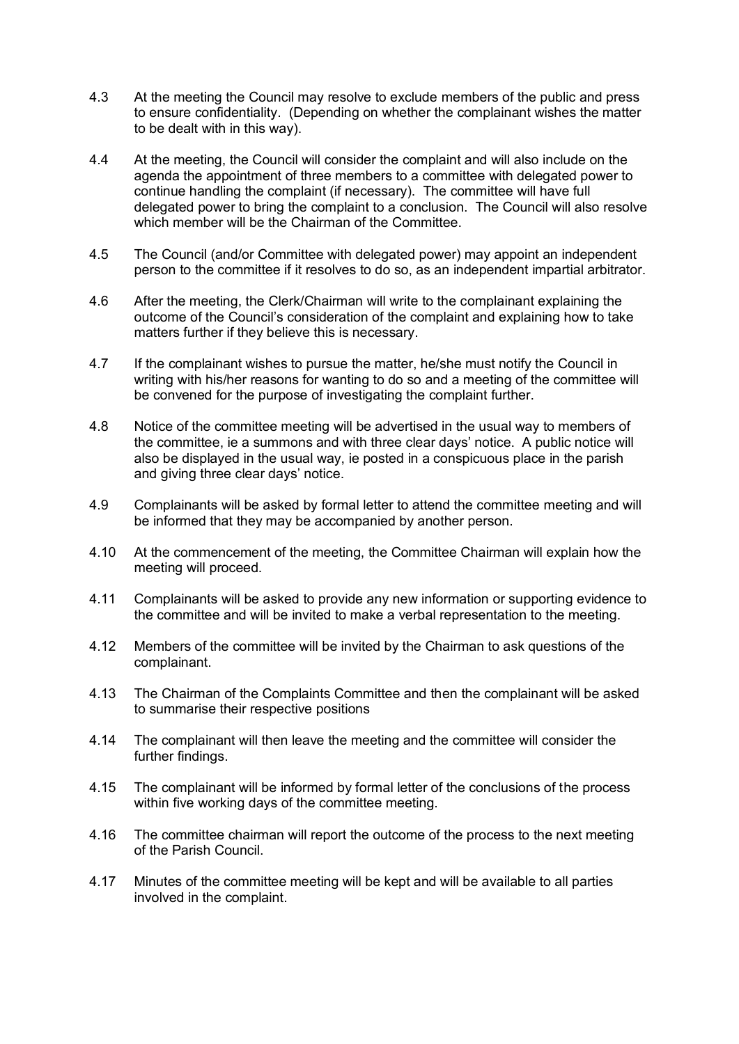4.3 At the meeting the Council may resolve to exclude members of the public and press to ensure confidentiality. (Depending on whether the complainant wishes the matter to be dealt with in this way).

4.4 At the meeting, the Council will consider the complaint and will also include on the agenda the appointment of three members to a committee with delegated power to continue handling the complaint (if necessary). The committee will have full delegated power to bring the complaint to a conclusion. The Council will also resolve which member will be the Chairman of the Committee.

4.5 The Council (and/or Committee with delegated power) may appoint an independent person to the committee if it resolves to do so, as an independent impartial arbitrator.

4.6 After the meeting, the Clerk/Chairman will write to the complainant explaining the outcome of the Council's consideration of the complaint and explaining how to take matters further if they believe this is necessary.

4.7 If the complainant wishes to pursue the matter, he/she must notify the Council in writing with his/her reasons for wanting to do so and a meeting of the committee will be convened for the purpose of investigating the complaint further.

4.8 Notice of the committee meeting will be advertised in the usual way to members of the committee, ie a summons and with three clear days' notice. A public notice will also be displayed in the usual way, ie posted in a conspicuous place in the parish and giving three clear days' notice.

4.9 Complainants will be asked by formal letter to attend the committee meeting and will be informed that they may be accompanied by another person.

4.10 At the commencement of the meeting, the Committee Chairman will explain how the meeting will proceed.

4.11 Complainants will be asked to provide any new information or supporting evidence to the committee and will be invited to make a verbal representation to the meeting.

4.12 Members of the committee will be invited by the Chairman to ask questions of the complainant.

4.13 The Chairman of the Complaints Committee and then the complainant will be asked to summarise their respective positions

4.14 The complainant will then leave the meeting and the committee will consider the further findings.

4.15 The complainant will be informed by formal letter of the conclusions of the process within five working days of the committee meeting.

4.16 The committee chairman will report the outcome of the process to the next meeting of the Parish Council.

4.17 Minutes of the committee meeting will be kept and will be available to all parties involved in the complaint.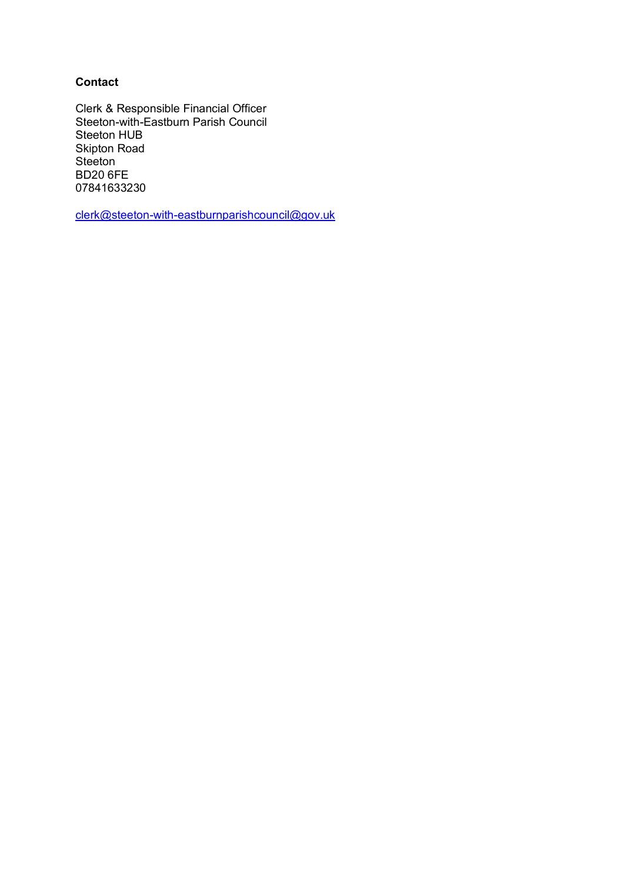**Contact**

Clerk & Responsible Financial Officer
Steeton-with-Eastburn Parish Council
Steeton HUB
Skipton Road
Steeton
BD20 6FE
07841633230

clerk@steeton-with-eastburnparishcouncil@gov.uk